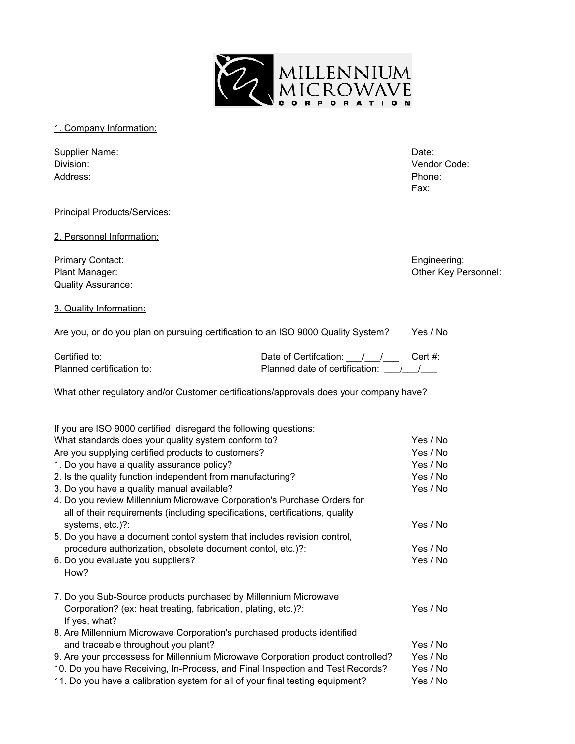# MILLENNIUM MICROWAVE CORPORATION

## 1. Company Information:

Supplier Name:
Division:
Address:

Date:
Vendor Code:
Phone:
Fax:

Principal Products/Services:

## 2. Personnel Information:

Primary Contact:
Plant Manager:
Quality Assurance:

Engineering:
Other Key Personnel:

## 3. Quality Information:

Are you, or do you plan on pursuing certification to an ISO 9000 Quality System? Yes / No

Certified to: Date of Certifcation: ___/___/___ Cert #:
Planned certification to: Planned date of certification: ___/___/___

What other regulatory and/or Customer certifications/approvals does your company have?

If you are ISO 9000 certified, disregard the following questions:

What standards does your quality system conform to? Yes / No
Are you supplying certified products to customers? Yes / No

1. Do you have a quality assurance policy? Yes / No
2. Is the quality function independent from manufacturing? Yes / No
3. Do you have a quality manual available? Yes / No
4. Do you review Millennium Microwave Corporation's Purchase Orders for all of their requirements (including specifications, certifications, quality systems, etc.)?: Yes / No
5. Do you have a document contol system that includes revision control, procedure authorization, obsolete document contol, etc.)?: Yes / No
6. Do you evaluate you suppliers? Yes / No
   How?
7. Do you Sub-Source products purchased by Millennium Microwave Corporation? (ex: heat treating, fabrication, plating, etc.)?: Yes / No
   If yes, what?
8. Are Millennium Microwave Corporation's purchased products identified and traceable throughout you plant? Yes / No
9. Are your processess for Millennium Microwave Corporation product controlled? Yes / No
10. Do you have Receiving, In-Process, and Final Inspection and Test Records? Yes / No
11. Do you have a calibration system for all of your final testing equipment? Yes / No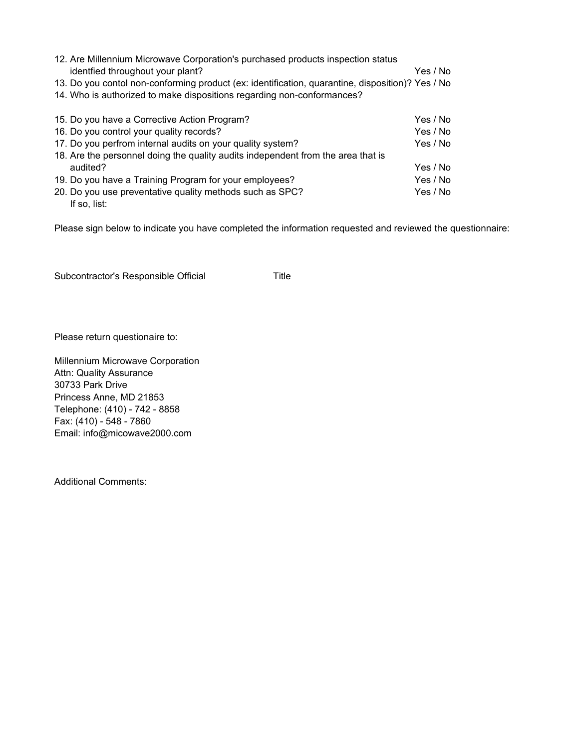12. Are Millennium Microwave Corporation's purchased products inspection status identfied throughout your plant? Yes / No
13. Do you contol non-conforming product (ex: identification, quarantine, disposition)? Yes / No
14. Who is authorized to make dispositions regarding non-conformances?

15. Do you have a Corrective Action Program? Yes / No
16. Do you control your quality records? Yes / No
17. Do you perfrom internal audits on your quality system? Yes / No
18. Are the personnel doing the quality audits independent from the area that is audited? Yes / No
19. Do you have a Training Program for your employees? Yes / No
20. Do you use preventative quality methods such as SPC? Yes / No
    If so, list:

Please sign below to indicate you have completed the information requested and reviewed the questionnaire:

Subcontractor's Responsible Official          Title

Please return questionaire to:

Millennium Microwave Corporation
Attn: Quality Assurance
30733 Park Drive
Princess Anne, MD 21853
Telephone: (410) - 742 - 8858
Fax: (410) - 548 - 7860
Email: info@micowave2000.com

Additional Comments: